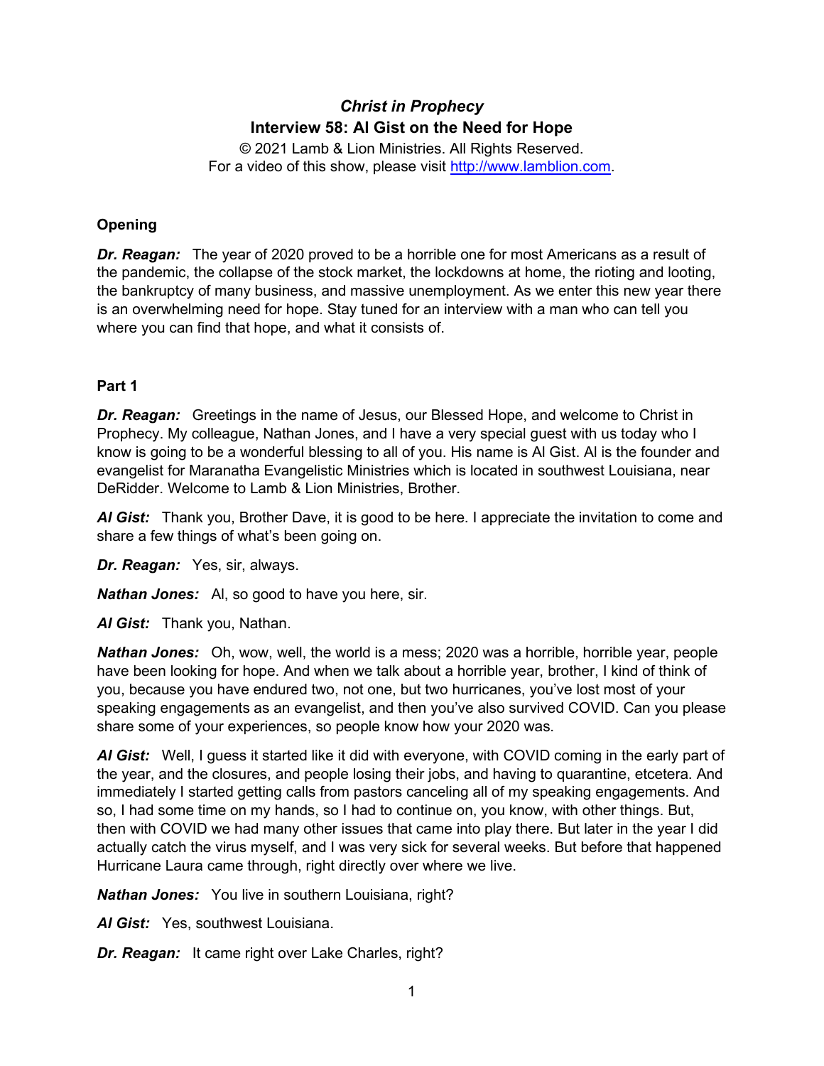# *Christ in Prophecy*

## Interview 58: Al Gist on the Need for Hope

© 2021 Lamb & Lion Ministries. All Rights Reserved.
For a video of this show, please visit http://www.lamblion.com.

### Opening

***Dr. Reagan:*** The year of 2020 proved to be a horrible one for most Americans as a result of the pandemic, the collapse of the stock market, the lockdowns at home, the rioting and looting, the bankruptcy of many business, and massive unemployment. As we enter this new year there is an overwhelming need for hope. Stay tuned for an interview with a man who can tell you where you can find that hope, and what it consists of.

### Part 1

***Dr. Reagan:*** Greetings in the name of Jesus, our Blessed Hope, and welcome to Christ in Prophecy. My colleague, Nathan Jones, and I have a very special guest with us today who I know is going to be a wonderful blessing to all of you. His name is Al Gist. Al is the founder and evangelist for Maranatha Evangelistic Ministries which is located in southwest Louisiana, near DeRidder. Welcome to Lamb & Lion Ministries, Brother.

***Al Gist:*** Thank you, Brother Dave, it is good to be here. I appreciate the invitation to come and share a few things of what's been going on.

***Dr. Reagan:*** Yes, sir, always.

***Nathan Jones:*** Al, so good to have you here, sir.

***Al Gist:*** Thank you, Nathan.

***Nathan Jones:*** Oh, wow, well, the world is a mess; 2020 was a horrible, horrible year, people have been looking for hope. And when we talk about a horrible year, brother, I kind of think of you, because you have endured two, not one, but two hurricanes, you've lost most of your speaking engagements as an evangelist, and then you've also survived COVID. Can you please share some of your experiences, so people know how your 2020 was.

***Al Gist:*** Well, I guess it started like it did with everyone, with COVID coming in the early part of the year, and the closures, and people losing their jobs, and having to quarantine, etcetera. And immediately I started getting calls from pastors canceling all of my speaking engagements. And so, I had some time on my hands, so I had to continue on, you know, with other things. But, then with COVID we had many other issues that came into play there. But later in the year I did actually catch the virus myself, and I was very sick for several weeks. But before that happened Hurricane Laura came through, right directly over where we live.

***Nathan Jones:*** You live in southern Louisiana, right?

***Al Gist:*** Yes, southwest Louisiana.

***Dr. Reagan:*** It came right over Lake Charles, right?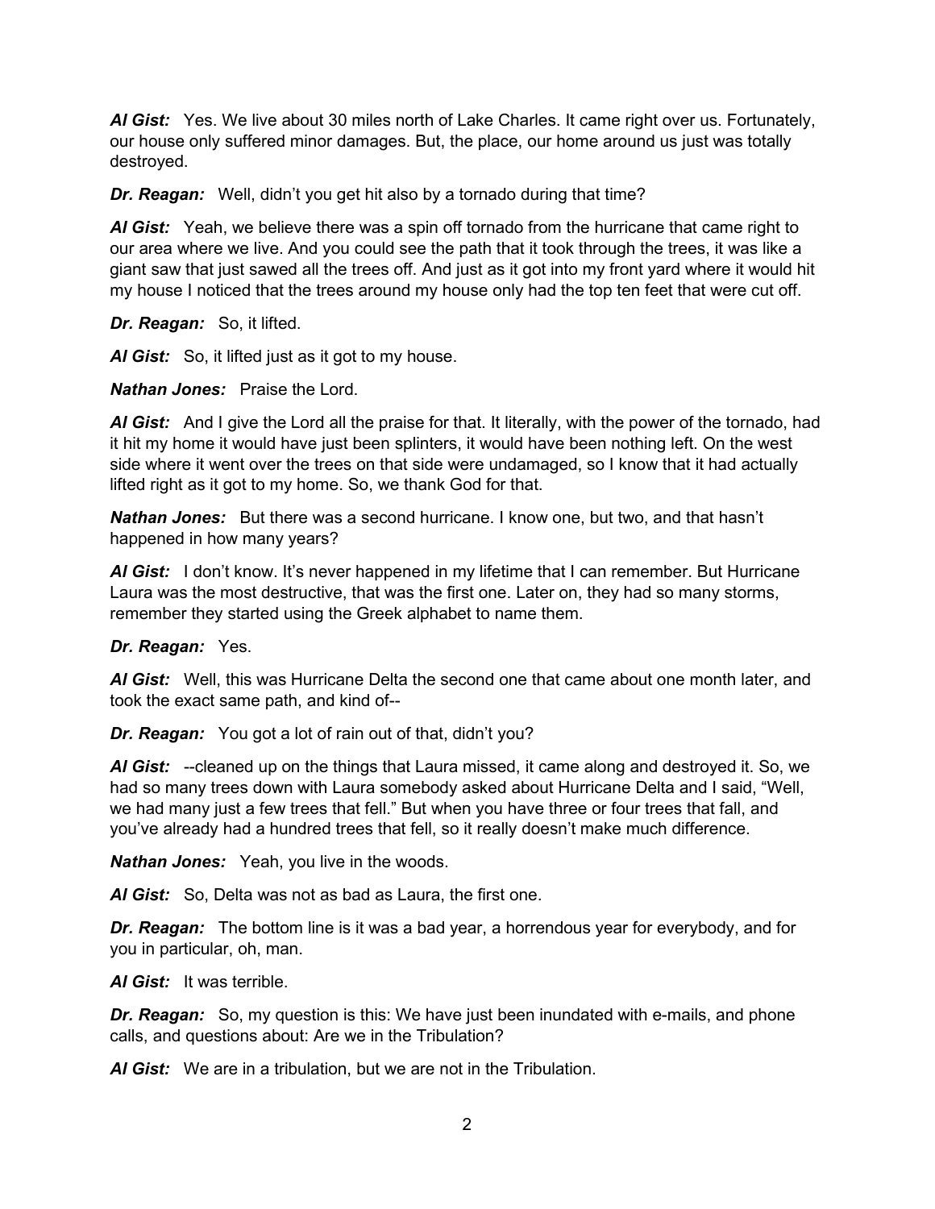***Al Gist:*** Yes. We live about 30 miles north of Lake Charles. It came right over us. Fortunately, our house only suffered minor damages. But, the place, our home around us just was totally destroyed.

***Dr. Reagan:*** Well, didn't you get hit also by a tornado during that time?

***Al Gist:*** Yeah, we believe there was a spin off tornado from the hurricane that came right to our area where we live. And you could see the path that it took through the trees, it was like a giant saw that just sawed all the trees off. And just as it got into my front yard where it would hit my house I noticed that the trees around my house only had the top ten feet that were cut off.

***Dr. Reagan:*** So, it lifted.

***Al Gist:*** So, it lifted just as it got to my house.

***Nathan Jones:*** Praise the Lord.

***Al Gist:*** And I give the Lord all the praise for that. It literally, with the power of the tornado, had it hit my home it would have just been splinters, it would have been nothing left. On the west side where it went over the trees on that side were undamaged, so I know that it had actually lifted right as it got to my home. So, we thank God for that.

***Nathan Jones:*** But there was a second hurricane. I know one, but two, and that hasn't happened in how many years?

***Al Gist:*** I don't know. It's never happened in my lifetime that I can remember. But Hurricane Laura was the most destructive, that was the first one. Later on, they had so many storms, remember they started using the Greek alphabet to name them.

***Dr. Reagan:*** Yes.

***Al Gist:*** Well, this was Hurricane Delta the second one that came about one month later, and took the exact same path, and kind of--

***Dr. Reagan:*** You got a lot of rain out of that, didn't you?

***Al Gist:*** --cleaned up on the things that Laura missed, it came along and destroyed it. So, we had so many trees down with Laura somebody asked about Hurricane Delta and I said, "Well, we had many just a few trees that fell." But when you have three or four trees that fall, and you've already had a hundred trees that fell, so it really doesn't make much difference.

***Nathan Jones:*** Yeah, you live in the woods.

***Al Gist:*** So, Delta was not as bad as Laura, the first one.

***Dr. Reagan:*** The bottom line is it was a bad year, a horrendous year for everybody, and for you in particular, oh, man.

***Al Gist:*** It was terrible.

***Dr. Reagan:*** So, my question is this: We have just been inundated with e-mails, and phone calls, and questions about: Are we in the Tribulation?

***Al Gist:*** We are in a tribulation, but we are not in the Tribulation.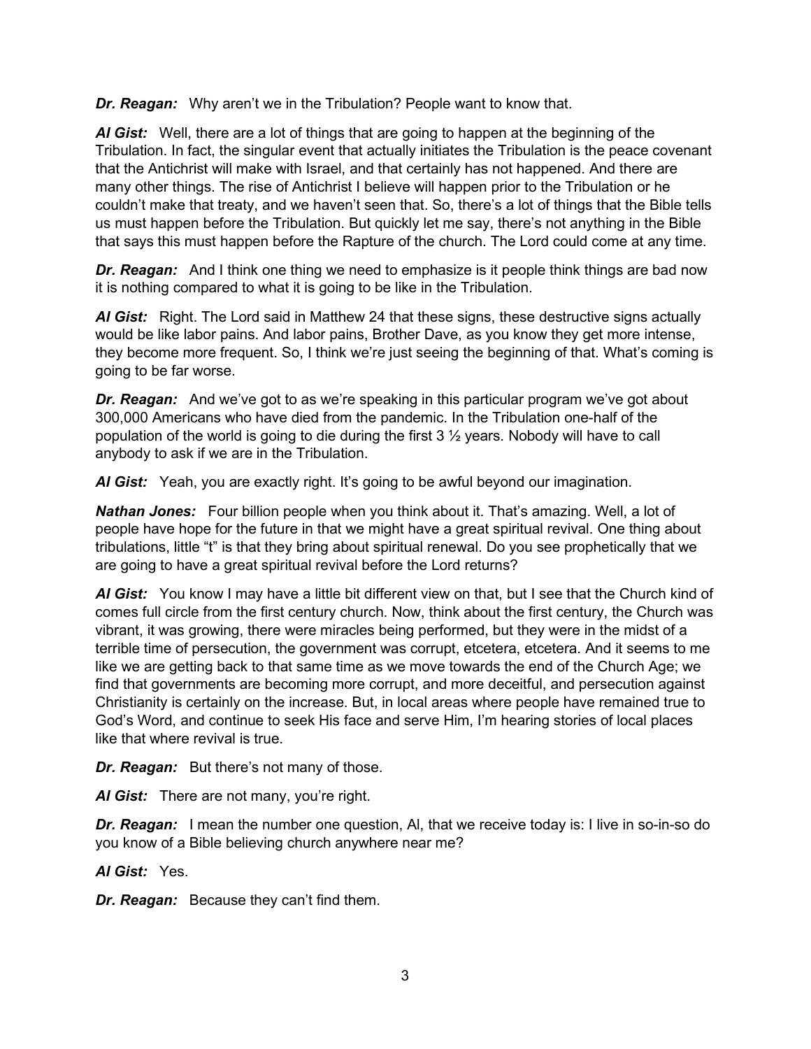***Dr. Reagan:*** Why aren't we in the Tribulation? People want to know that.

***Al Gist:*** Well, there are a lot of things that are going to happen at the beginning of the Tribulation. In fact, the singular event that actually initiates the Tribulation is the peace covenant that the Antichrist will make with Israel, and that certainly has not happened. And there are many other things. The rise of Antichrist I believe will happen prior to the Tribulation or he couldn't make that treaty, and we haven't seen that. So, there's a lot of things that the Bible tells us must happen before the Tribulation. But quickly let me say, there's not anything in the Bible that says this must happen before the Rapture of the church. The Lord could come at any time.

***Dr. Reagan:*** And I think one thing we need to emphasize is it people think things are bad now it is nothing compared to what it is going to be like in the Tribulation.

***Al Gist:*** Right. The Lord said in Matthew 24 that these signs, these destructive signs actually would be like labor pains. And labor pains, Brother Dave, as you know they get more intense, they become more frequent. So, I think we're just seeing the beginning of that. What's coming is going to be far worse.

***Dr. Reagan:*** And we've got to as we're speaking in this particular program we've got about 300,000 Americans who have died from the pandemic. In the Tribulation one-half of the population of the world is going to die during the first 3 ½ years. Nobody will have to call anybody to ask if we are in the Tribulation.

***Al Gist:*** Yeah, you are exactly right. It's going to be awful beyond our imagination.

***Nathan Jones:*** Four billion people when you think about it. That's amazing. Well, a lot of people have hope for the future in that we might have a great spiritual revival. One thing about tribulations, little "t" is that they bring about spiritual renewal. Do you see prophetically that we are going to have a great spiritual revival before the Lord returns?

***Al Gist:*** You know I may have a little bit different view on that, but I see that the Church kind of comes full circle from the first century church. Now, think about the first century, the Church was vibrant, it was growing, there were miracles being performed, but they were in the midst of a terrible time of persecution, the government was corrupt, etcetera, etcetera. And it seems to me like we are getting back to that same time as we move towards the end of the Church Age; we find that governments are becoming more corrupt, and more deceitful, and persecution against Christianity is certainly on the increase. But, in local areas where people have remained true to God's Word, and continue to seek His face and serve Him, I'm hearing stories of local places like that where revival is true.

***Dr. Reagan:*** But there's not many of those.

***Al Gist:*** There are not many, you're right.

***Dr. Reagan:*** I mean the number one question, Al, that we receive today is: I live in so-in-so do you know of a Bible believing church anywhere near me?

***Al Gist:*** Yes.

***Dr. Reagan:*** Because they can't find them.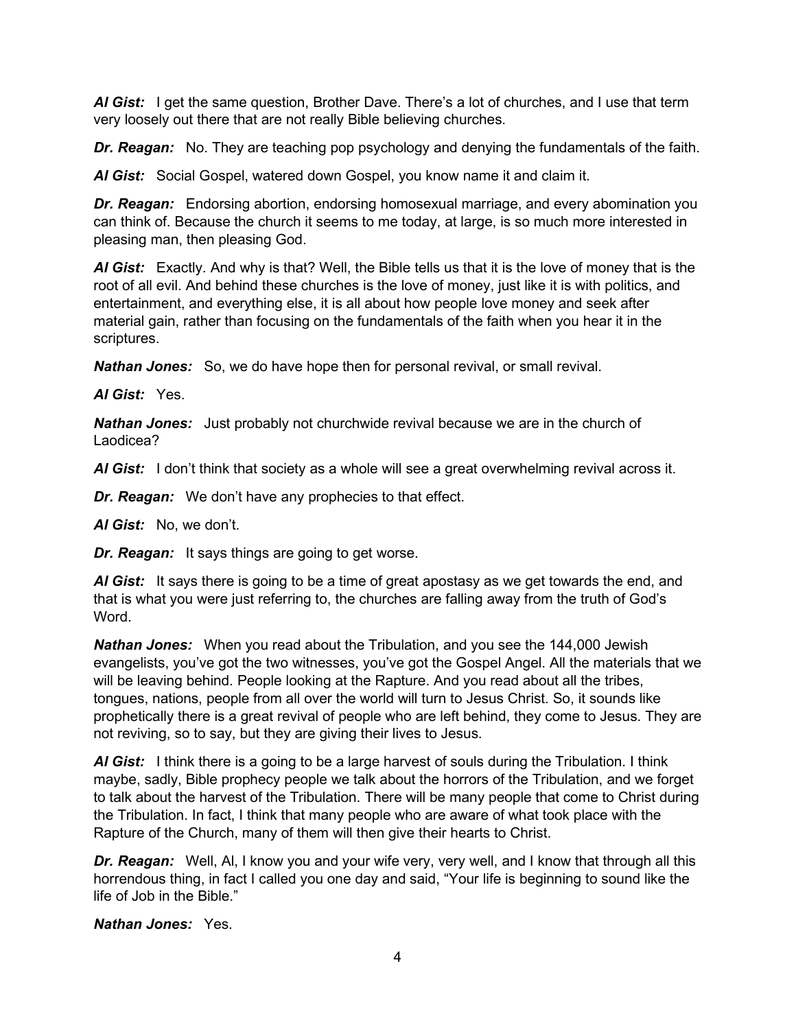***Al Gist:*** I get the same question, Brother Dave. There's a lot of churches, and I use that term very loosely out there that are not really Bible believing churches.

***Dr. Reagan:*** No. They are teaching pop psychology and denying the fundamentals of the faith.

***Al Gist:*** Social Gospel, watered down Gospel, you know name it and claim it.

***Dr. Reagan:*** Endorsing abortion, endorsing homosexual marriage, and every abomination you can think of. Because the church it seems to me today, at large, is so much more interested in pleasing man, then pleasing God.

***Al Gist:*** Exactly. And why is that? Well, the Bible tells us that it is the love of money that is the root of all evil. And behind these churches is the love of money, just like it is with politics, and entertainment, and everything else, it is all about how people love money and seek after material gain, rather than focusing on the fundamentals of the faith when you hear it in the scriptures.

***Nathan Jones:*** So, we do have hope then for personal revival, or small revival.

***Al Gist:*** Yes.

***Nathan Jones:*** Just probably not churchwide revival because we are in the church of Laodicea?

***Al Gist:*** I don't think that society as a whole will see a great overwhelming revival across it.

***Dr. Reagan:*** We don't have any prophecies to that effect.

***Al Gist:*** No, we don't.

***Dr. Reagan:*** It says things are going to get worse.

***Al Gist:*** It says there is going to be a time of great apostasy as we get towards the end, and that is what you were just referring to, the churches are falling away from the truth of God's Word.

***Nathan Jones:*** When you read about the Tribulation, and you see the 144,000 Jewish evangelists, you've got the two witnesses, you've got the Gospel Angel. All the materials that we will be leaving behind. People looking at the Rapture. And you read about all the tribes, tongues, nations, people from all over the world will turn to Jesus Christ. So, it sounds like prophetically there is a great revival of people who are left behind, they come to Jesus. They are not reviving, so to say, but they are giving their lives to Jesus.

***Al Gist:*** I think there is a going to be a large harvest of souls during the Tribulation. I think maybe, sadly, Bible prophecy people we talk about the horrors of the Tribulation, and we forget to talk about the harvest of the Tribulation. There will be many people that come to Christ during the Tribulation. In fact, I think that many people who are aware of what took place with the Rapture of the Church, many of them will then give their hearts to Christ.

***Dr. Reagan:*** Well, Al, I know you and your wife very, very well, and I know that through all this horrendous thing, in fact I called you one day and said, "Your life is beginning to sound like the life of Job in the Bible."

***Nathan Jones:*** Yes.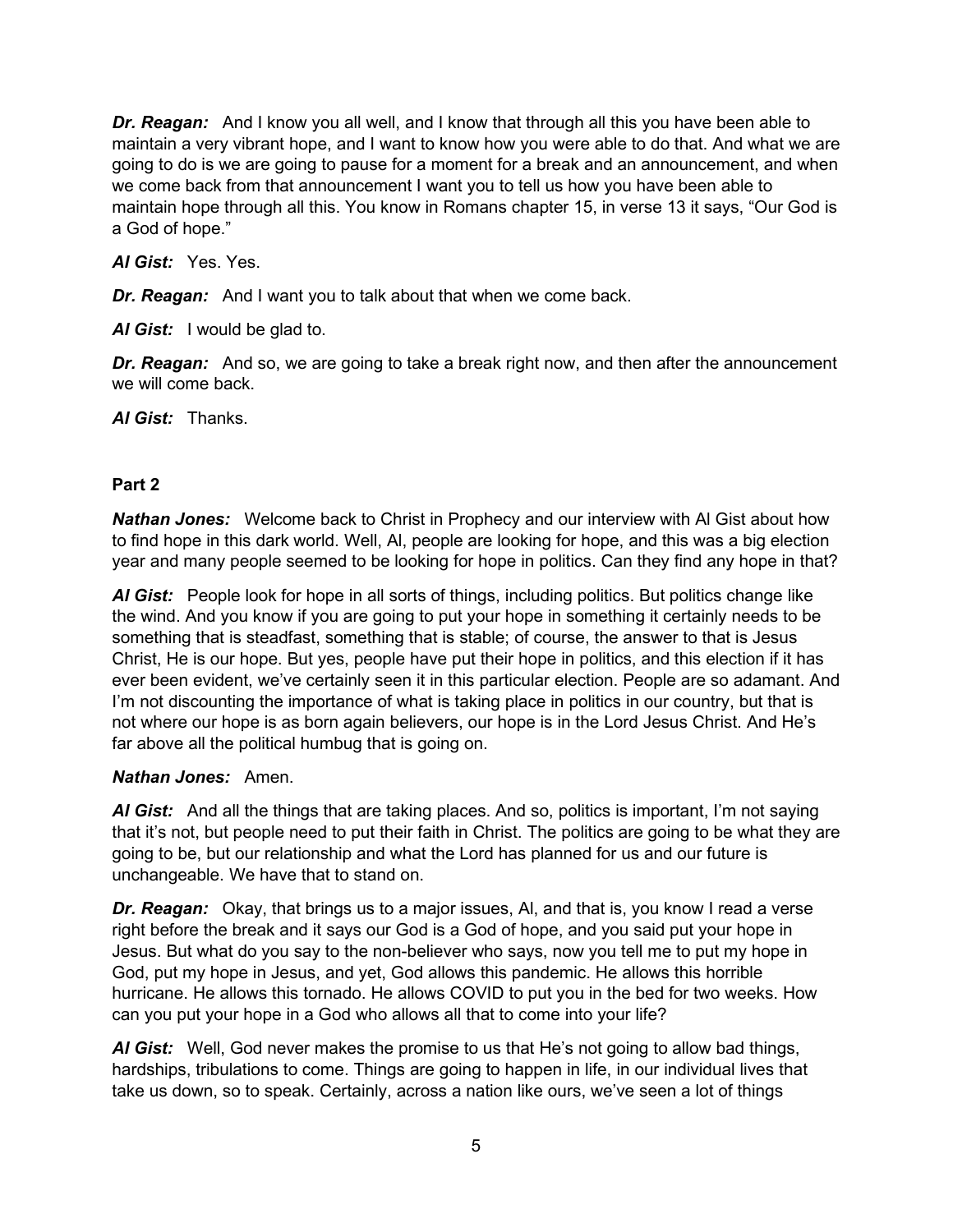***Dr. Reagan:*** And I know you all well, and I know that through all this you have been able to maintain a very vibrant hope, and I want to know how you were able to do that. And what we are going to do is we are going to pause for a moment for a break and an announcement, and when we come back from that announcement I want you to tell us how you have been able to maintain hope through all this. You know in Romans chapter 15, in verse 13 it says, "Our God is a God of hope."

***Al Gist:*** Yes. Yes.

***Dr. Reagan:*** And I want you to talk about that when we come back.

***Al Gist:*** I would be glad to.

***Dr. Reagan:*** And so, we are going to take a break right now, and then after the announcement we will come back.

***Al Gist:*** Thanks.

**Part 2**

***Nathan Jones:*** Welcome back to Christ in Prophecy and our interview with Al Gist about how to find hope in this dark world. Well, Al, people are looking for hope, and this was a big election year and many people seemed to be looking for hope in politics. Can they find any hope in that?

***Al Gist:*** People look for hope in all sorts of things, including politics. But politics change like the wind. And you know if you are going to put your hope in something it certainly needs to be something that is steadfast, something that is stable; of course, the answer to that is Jesus Christ, He is our hope. But yes, people have put their hope in politics, and this election if it has ever been evident, we've certainly seen it in this particular election. People are so adamant. And I'm not discounting the importance of what is taking place in politics in our country, but that is not where our hope is as born again believers, our hope is in the Lord Jesus Christ. And He's far above all the political humbug that is going on.

***Nathan Jones:*** Amen.

***Al Gist:*** And all the things that are taking places. And so, politics is important, I'm not saying that it's not, but people need to put their faith in Christ. The politics are going to be what they are going to be, but our relationship and what the Lord has planned for us and our future is unchangeable. We have that to stand on.

***Dr. Reagan:*** Okay, that brings us to a major issues, Al, and that is, you know I read a verse right before the break and it says our God is a God of hope, and you said put your hope in Jesus. But what do you say to the non-believer who says, now you tell me to put my hope in God, put my hope in Jesus, and yet, God allows this pandemic. He allows this horrible hurricane. He allows this tornado. He allows COVID to put you in the bed for two weeks. How can you put your hope in a God who allows all that to come into your life?

***Al Gist:*** Well, God never makes the promise to us that He's not going to allow bad things, hardships, tribulations to come. Things are going to happen in life, in our individual lives that take us down, so to speak. Certainly, across a nation like ours, we've seen a lot of things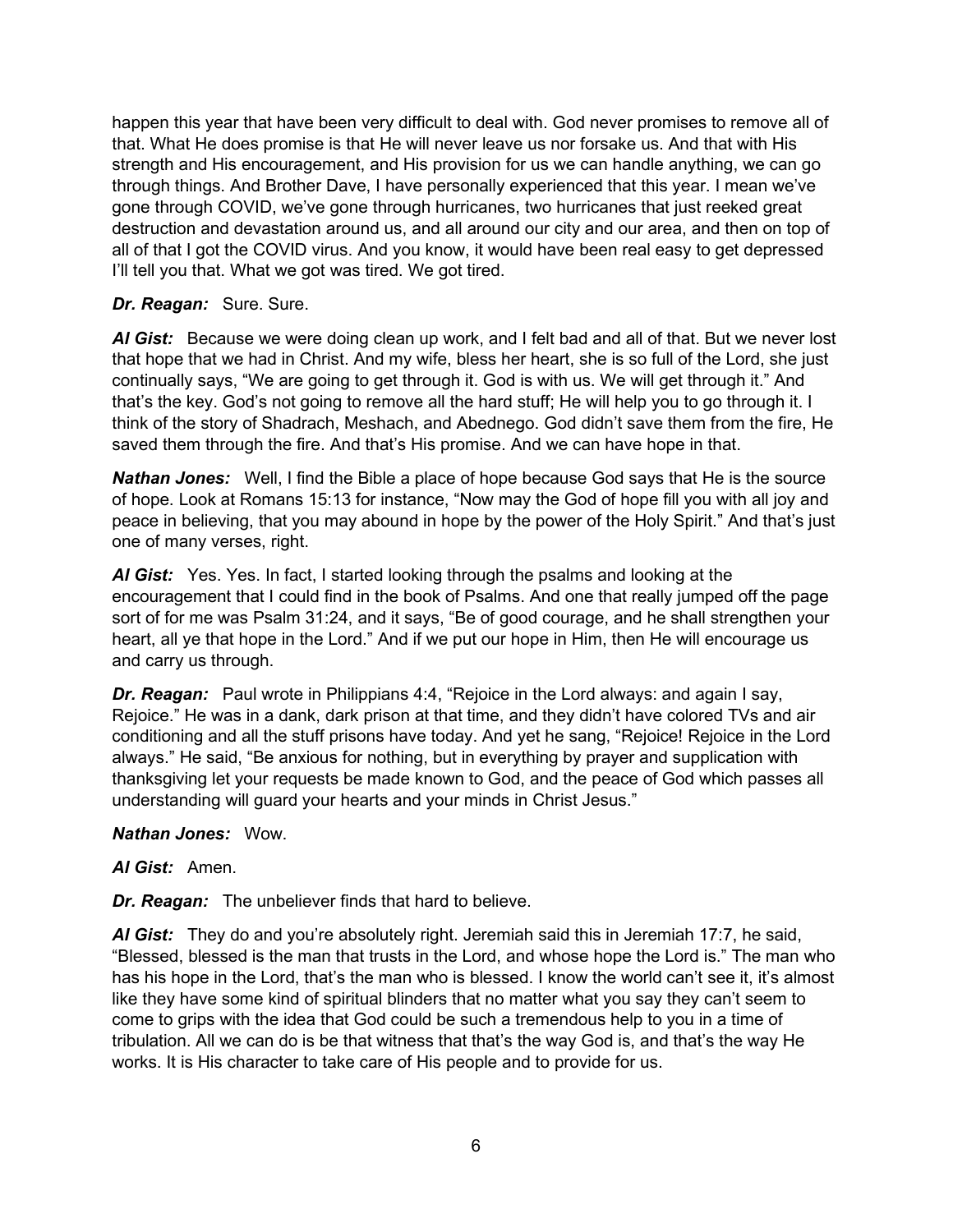happen this year that have been very difficult to deal with. God never promises to remove all of that. What He does promise is that He will never leave us nor forsake us. And that with His strength and His encouragement, and His provision for us we can handle anything, we can go through things. And Brother Dave, I have personally experienced that this year. I mean we've gone through COVID, we've gone through hurricanes, two hurricanes that just reeked great destruction and devastation around us, and all around our city and our area, and then on top of all of that I got the COVID virus. And you know, it would have been real easy to get depressed I'll tell you that. What we got was tired. We got tired.

***Dr. Reagan:*** Sure. Sure.

***Al Gist:*** Because we were doing clean up work, and I felt bad and all of that. But we never lost that hope that we had in Christ. And my wife, bless her heart, she is so full of the Lord, she just continually says, "We are going to get through it. God is with us. We will get through it." And that's the key. God's not going to remove all the hard stuff; He will help you to go through it. I think of the story of Shadrach, Meshach, and Abednego. God didn't save them from the fire, He saved them through the fire. And that's His promise. And we can have hope in that.

***Nathan Jones:*** Well, I find the Bible a place of hope because God says that He is the source of hope. Look at Romans 15:13 for instance, "Now may the God of hope fill you with all joy and peace in believing, that you may abound in hope by the power of the Holy Spirit." And that's just one of many verses, right.

***Al Gist:*** Yes. Yes. In fact, I started looking through the psalms and looking at the encouragement that I could find in the book of Psalms. And one that really jumped off the page sort of for me was Psalm 31:24, and it says, "Be of good courage, and he shall strengthen your heart, all ye that hope in the Lord." And if we put our hope in Him, then He will encourage us and carry us through.

***Dr. Reagan:*** Paul wrote in Philippians 4:4, "Rejoice in the Lord always: and again I say, Rejoice." He was in a dank, dark prison at that time, and they didn't have colored TVs and air conditioning and all the stuff prisons have today. And yet he sang, "Rejoice! Rejoice in the Lord always." He said, "Be anxious for nothing, but in everything by prayer and supplication with thanksgiving let your requests be made known to God, and the peace of God which passes all understanding will guard your hearts and your minds in Christ Jesus."

***Nathan Jones:*** Wow.

***Al Gist:*** Amen.

***Dr. Reagan:*** The unbeliever finds that hard to believe.

***Al Gist:*** They do and you're absolutely right. Jeremiah said this in Jeremiah 17:7, he said, "Blessed, blessed is the man that trusts in the Lord, and whose hope the Lord is." The man who has his hope in the Lord, that's the man who is blessed. I know the world can't see it, it's almost like they have some kind of spiritual blinders that no matter what you say they can't seem to come to grips with the idea that God could be such a tremendous help to you in a time of tribulation. All we can do is be that witness that that's the way God is, and that's the way He works. It is His character to take care of His people and to provide for us.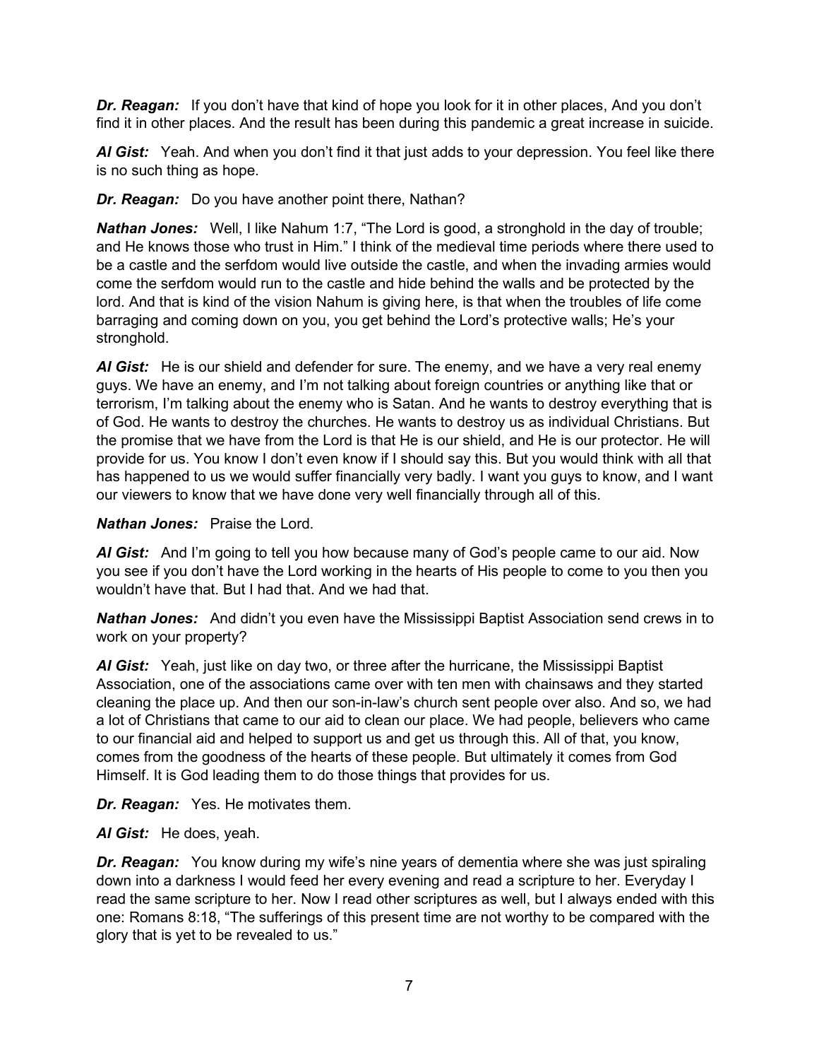***Dr. Reagan:*** If you don't have that kind of hope you look for it in other places, And you don't find it in other places. And the result has been during this pandemic a great increase in suicide.

***Al Gist:*** Yeah. And when you don't find it that just adds to your depression. You feel like there is no such thing as hope.

***Dr. Reagan:*** Do you have another point there, Nathan?

***Nathan Jones:*** Well, I like Nahum 1:7, "The Lord is good, a stronghold in the day of trouble; and He knows those who trust in Him." I think of the medieval time periods where there used to be a castle and the serfdom would live outside the castle, and when the invading armies would come the serfdom would run to the castle and hide behind the walls and be protected by the lord. And that is kind of the vision Nahum is giving here, is that when the troubles of life come barraging and coming down on you, you get behind the Lord's protective walls; He's your stronghold.

***Al Gist:*** He is our shield and defender for sure. The enemy, and we have a very real enemy guys. We have an enemy, and I'm not talking about foreign countries or anything like that or terrorism, I'm talking about the enemy who is Satan. And he wants to destroy everything that is of God. He wants to destroy the churches. He wants to destroy us as individual Christians. But the promise that we have from the Lord is that He is our shield, and He is our protector. He will provide for us. You know I don't even know if I should say this. But you would think with all that has happened to us we would suffer financially very badly. I want you guys to know, and I want our viewers to know that we have done very well financially through all of this.

***Nathan Jones:*** Praise the Lord.

***Al Gist:*** And I'm going to tell you how because many of God's people came to our aid. Now you see if you don't have the Lord working in the hearts of His people to come to you then you wouldn't have that. But I had that. And we had that.

***Nathan Jones:*** And didn't you even have the Mississippi Baptist Association send crews in to work on your property?

***Al Gist:*** Yeah, just like on day two, or three after the hurricane, the Mississippi Baptist Association, one of the associations came over with ten men with chainsaws and they started cleaning the place up. And then our son-in-law's church sent people over also. And so, we had a lot of Christians that came to our aid to clean our place. We had people, believers who came to our financial aid and helped to support us and get us through this. All of that, you know, comes from the goodness of the hearts of these people. But ultimately it comes from God Himself. It is God leading them to do those things that provides for us.

***Dr. Reagan:*** Yes. He motivates them.

***Al Gist:*** He does, yeah.

***Dr. Reagan:*** You know during my wife's nine years of dementia where she was just spiraling down into a darkness I would feed her every evening and read a scripture to her. Everyday I read the same scripture to her. Now I read other scriptures as well, but I always ended with this one: Romans 8:18, "The sufferings of this present time are not worthy to be compared with the glory that is yet to be revealed to us."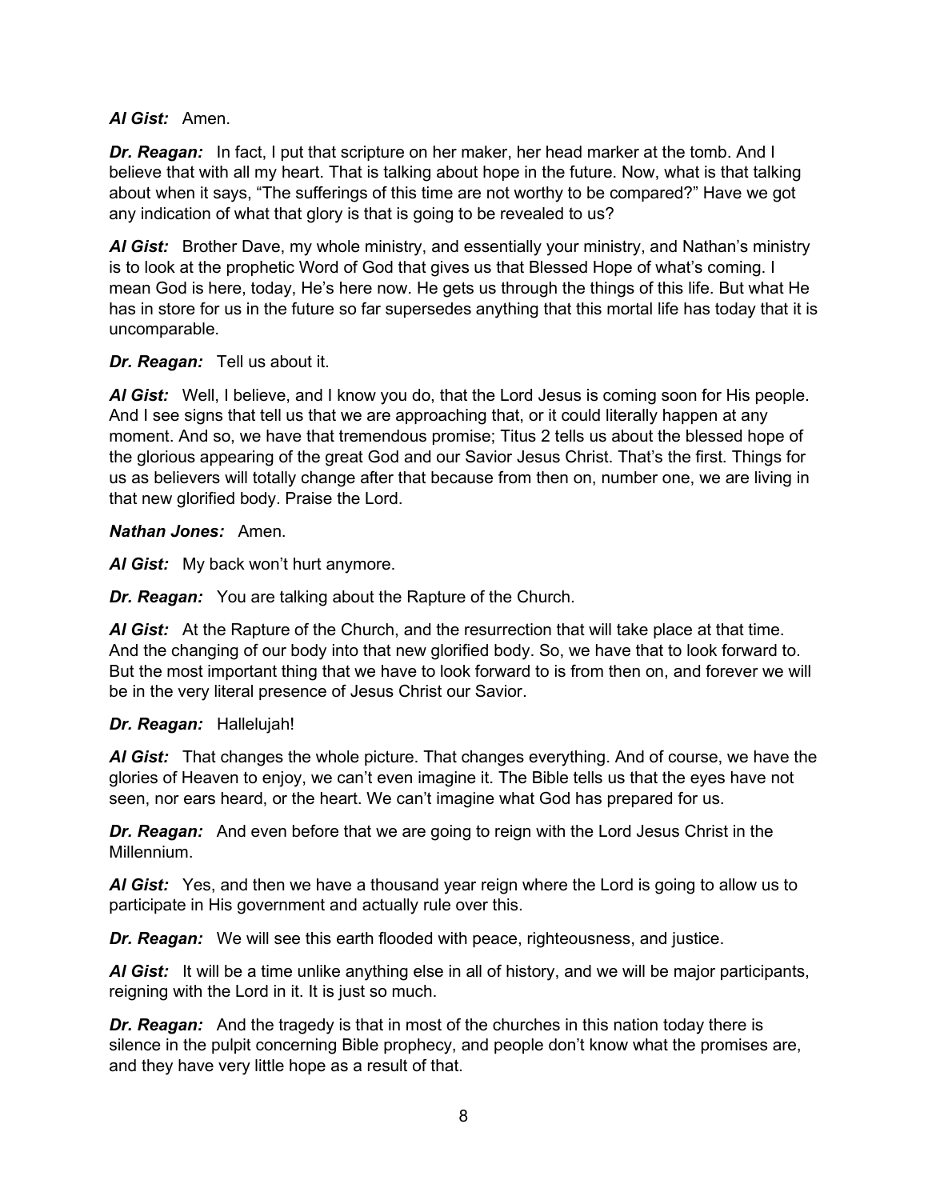***Al Gist:*** Amen.

***Dr. Reagan:*** In fact, I put that scripture on her maker, her head marker at the tomb. And I believe that with all my heart. That is talking about hope in the future. Now, what is that talking about when it says, "The sufferings of this time are not worthy to be compared?" Have we got any indication of what that glory is that is going to be revealed to us?

***Al Gist:*** Brother Dave, my whole ministry, and essentially your ministry, and Nathan's ministry is to look at the prophetic Word of God that gives us that Blessed Hope of what's coming. I mean God is here, today, He's here now. He gets us through the things of this life. But what He has in store for us in the future so far supersedes anything that this mortal life has today that it is uncomparable.

***Dr. Reagan:*** Tell us about it.

***Al Gist:*** Well, I believe, and I know you do, that the Lord Jesus is coming soon for His people. And I see signs that tell us that we are approaching that, or it could literally happen at any moment. And so, we have that tremendous promise; Titus 2 tells us about the blessed hope of the glorious appearing of the great God and our Savior Jesus Christ. That's the first. Things for us as believers will totally change after that because from then on, number one, we are living in that new glorified body. Praise the Lord.

***Nathan Jones:*** Amen.

***Al Gist:*** My back won't hurt anymore.

***Dr. Reagan:*** You are talking about the Rapture of the Church.

***Al Gist:*** At the Rapture of the Church, and the resurrection that will take place at that time. And the changing of our body into that new glorified body. So, we have that to look forward to. But the most important thing that we have to look forward to is from then on, and forever we will be in the very literal presence of Jesus Christ our Savior.

***Dr. Reagan:*** Hallelujah!

***Al Gist:*** That changes the whole picture. That changes everything. And of course, we have the glories of Heaven to enjoy, we can't even imagine it. The Bible tells us that the eyes have not seen, nor ears heard, or the heart. We can't imagine what God has prepared for us.

***Dr. Reagan:*** And even before that we are going to reign with the Lord Jesus Christ in the Millennium.

***Al Gist:*** Yes, and then we have a thousand year reign where the Lord is going to allow us to participate in His government and actually rule over this.

***Dr. Reagan:*** We will see this earth flooded with peace, righteousness, and justice.

***Al Gist:*** It will be a time unlike anything else in all of history, and we will be major participants, reigning with the Lord in it. It is just so much.

***Dr. Reagan:*** And the tragedy is that in most of the churches in this nation today there is silence in the pulpit concerning Bible prophecy, and people don't know what the promises are, and they have very little hope as a result of that.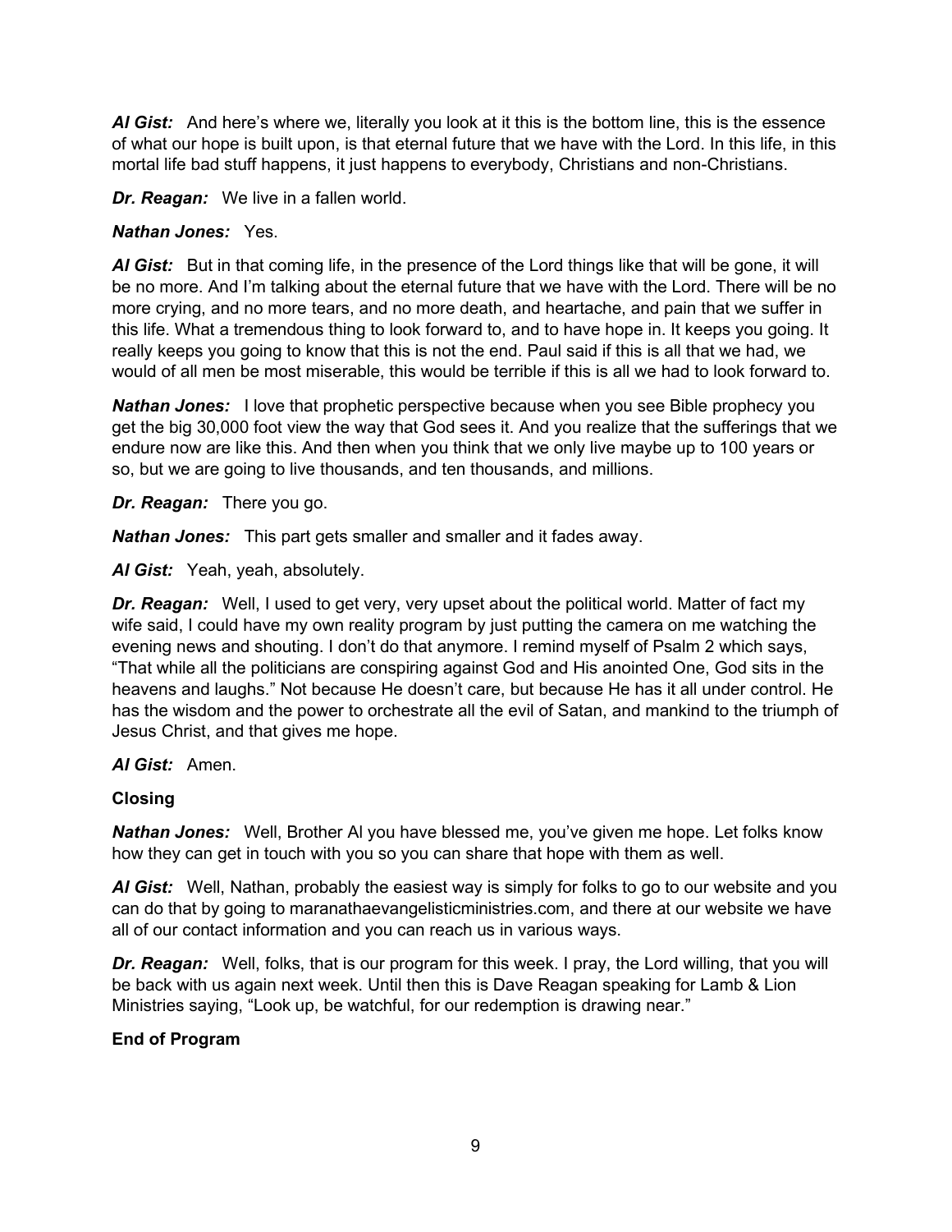***Al Gist:*** And here's where we, literally you look at it this is the bottom line, this is the essence of what our hope is built upon, is that eternal future that we have with the Lord. In this life, in this mortal life bad stuff happens, it just happens to everybody, Christians and non-Christians.

***Dr. Reagan:*** We live in a fallen world.

***Nathan Jones:*** Yes.

***Al Gist:*** But in that coming life, in the presence of the Lord things like that will be gone, it will be no more. And I'm talking about the eternal future that we have with the Lord. There will be no more crying, and no more tears, and no more death, and heartache, and pain that we suffer in this life. What a tremendous thing to look forward to, and to have hope in. It keeps you going. It really keeps you going to know that this is not the end. Paul said if this is all that we had, we would of all men be most miserable, this would be terrible if this is all we had to look forward to.

***Nathan Jones:*** I love that prophetic perspective because when you see Bible prophecy you get the big 30,000 foot view the way that God sees it. And you realize that the sufferings that we endure now are like this. And then when you think that we only live maybe up to 100 years or so, but we are going to live thousands, and ten thousands, and millions.

***Dr. Reagan:*** There you go.

***Nathan Jones:*** This part gets smaller and smaller and it fades away.

***Al Gist:*** Yeah, yeah, absolutely.

***Dr. Reagan:*** Well, I used to get very, very upset about the political world. Matter of fact my wife said, I could have my own reality program by just putting the camera on me watching the evening news and shouting. I don't do that anymore. I remind myself of Psalm 2 which says, "That while all the politicians are conspiring against God and His anointed One, God sits in the heavens and laughs." Not because He doesn't care, but because He has it all under control. He has the wisdom and the power to orchestrate all the evil of Satan, and mankind to the triumph of Jesus Christ, and that gives me hope.

***Al Gist:*** Amen.

**Closing**

***Nathan Jones:*** Well, Brother Al you have blessed me, you've given me hope. Let folks know how they can get in touch with you so you can share that hope with them as well.

***Al Gist:*** Well, Nathan, probably the easiest way is simply for folks to go to our website and you can do that by going to maranathaevangelisticministries.com, and there at our website we have all of our contact information and you can reach us in various ways.

***Dr. Reagan:*** Well, folks, that is our program for this week. I pray, the Lord willing, that you will be back with us again next week. Until then this is Dave Reagan speaking for Lamb & Lion Ministries saying, "Look up, be watchful, for our redemption is drawing near."

**End of Program**